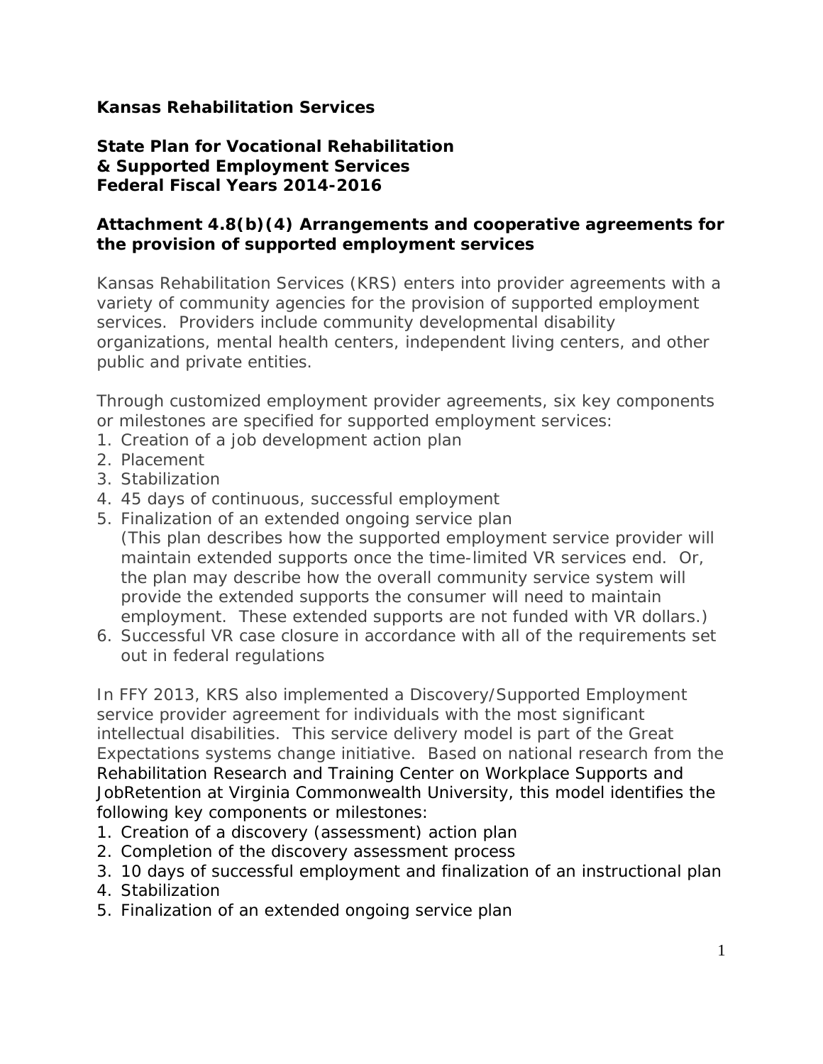**Kansas Rehabilitation Services**

**State Plan for Vocational Rehabilitation**
**& Supported Employment Services**
**Federal Fiscal Years 2014-2016**

### Attachment 4.8(b)(4) Arrangements and cooperative agreements for the provision of supported employment services

Kansas Rehabilitation Services (KRS) enters into provider agreements with a variety of community agencies for the provision of supported employment services. Providers include community developmental disability organizations, mental health centers, independent living centers, and other public and private entities.

Through customized employment provider agreements, six key components or milestones are specified for supported employment services:

1. Creation of a job development action plan
2. Placement
3. Stabilization
4. 45 days of continuous, successful employment
5. Finalization of an extended ongoing service plan
   (This plan describes how the supported employment service provider will maintain extended supports once the time-limited VR services end. Or, the plan may describe how the overall community service system will provide the extended supports the consumer will need to maintain employment. These extended supports are not funded with VR dollars.)
6. Successful VR case closure in accordance with all of the requirements set out in federal regulations

In FFY 2013, KRS also implemented a Discovery/Supported Employment service provider agreement for individuals with the most significant intellectual disabilities. This service delivery model is part of the Great Expectations systems change initiative. Based on national research from the Rehabilitation Research and Training Center on Workplace Supports and JobRetention at Virginia Commonwealth University, this model identifies the following key components or milestones:

1. Creation of a discovery (assessment) action plan
2. Completion of the discovery assessment process
3. 10 days of successful employment and finalization of an instructional plan
4. Stabilization
5. Finalization of an extended ongoing service plan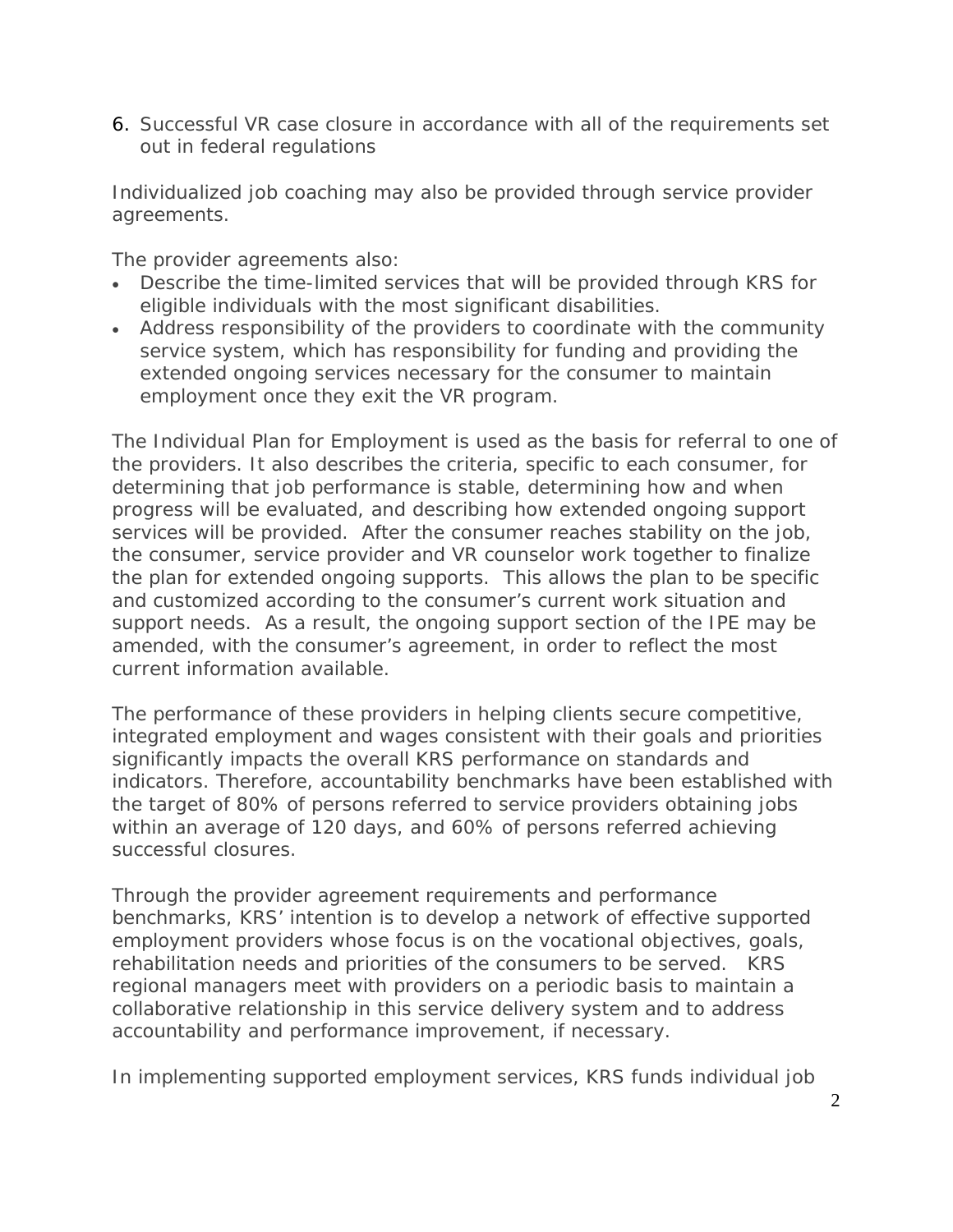6. Successful VR case closure in accordance with all of the requirements set out in federal regulations

Individualized job coaching may also be provided through service provider agreements.

The provider agreements also:

- Describe the time-limited services that will be provided through KRS for eligible individuals with the most significant disabilities.
- Address responsibility of the providers to coordinate with the community service system, which has responsibility for funding and providing the extended ongoing services necessary for the consumer to maintain employment once they exit the VR program.

The Individual Plan for Employment is used as the basis for referral to one of the providers. It also describes the criteria, specific to each consumer, for determining that job performance is stable, determining how and when progress will be evaluated, and describing how extended ongoing support services will be provided. After the consumer reaches stability on the job, the consumer, service provider and VR counselor work together to finalize the plan for extended ongoing supports. This allows the plan to be specific and customized according to the consumer's current work situation and support needs. As a result, the ongoing support section of the IPE may be amended, with the consumer's agreement, in order to reflect the most current information available.

The performance of these providers in helping clients secure competitive, integrated employment and wages consistent with their goals and priorities significantly impacts the overall KRS performance on standards and indicators. Therefore, accountability benchmarks have been established with the target of 80% of persons referred to service providers obtaining jobs within an average of 120 days, and 60% of persons referred achieving successful closures.

Through the provider agreement requirements and performance benchmarks, KRS' intention is to develop a network of effective supported employment providers whose focus is on the vocational objectives, goals, rehabilitation needs and priorities of the consumers to be served. KRS regional managers meet with providers on a periodic basis to maintain a collaborative relationship in this service delivery system and to address accountability and performance improvement, if necessary.

In implementing supported employment services, KRS funds individual job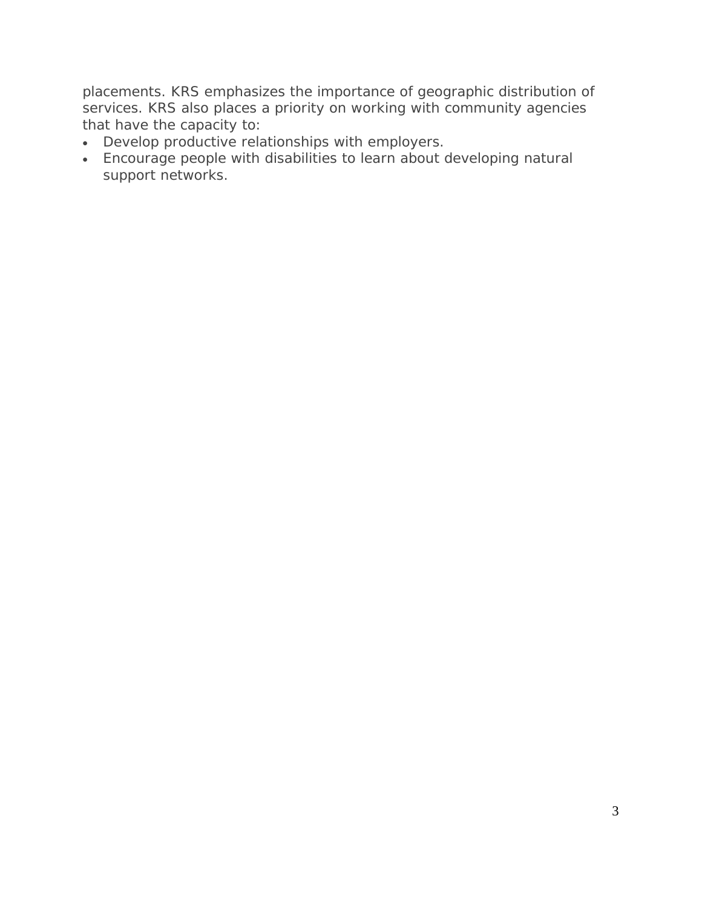placements. KRS emphasizes the importance of geographic distribution of services. KRS also places a priority on working with community agencies that have the capacity to:

- Develop productive relationships with employers.
- Encourage people with disabilities to learn about developing natural support networks.